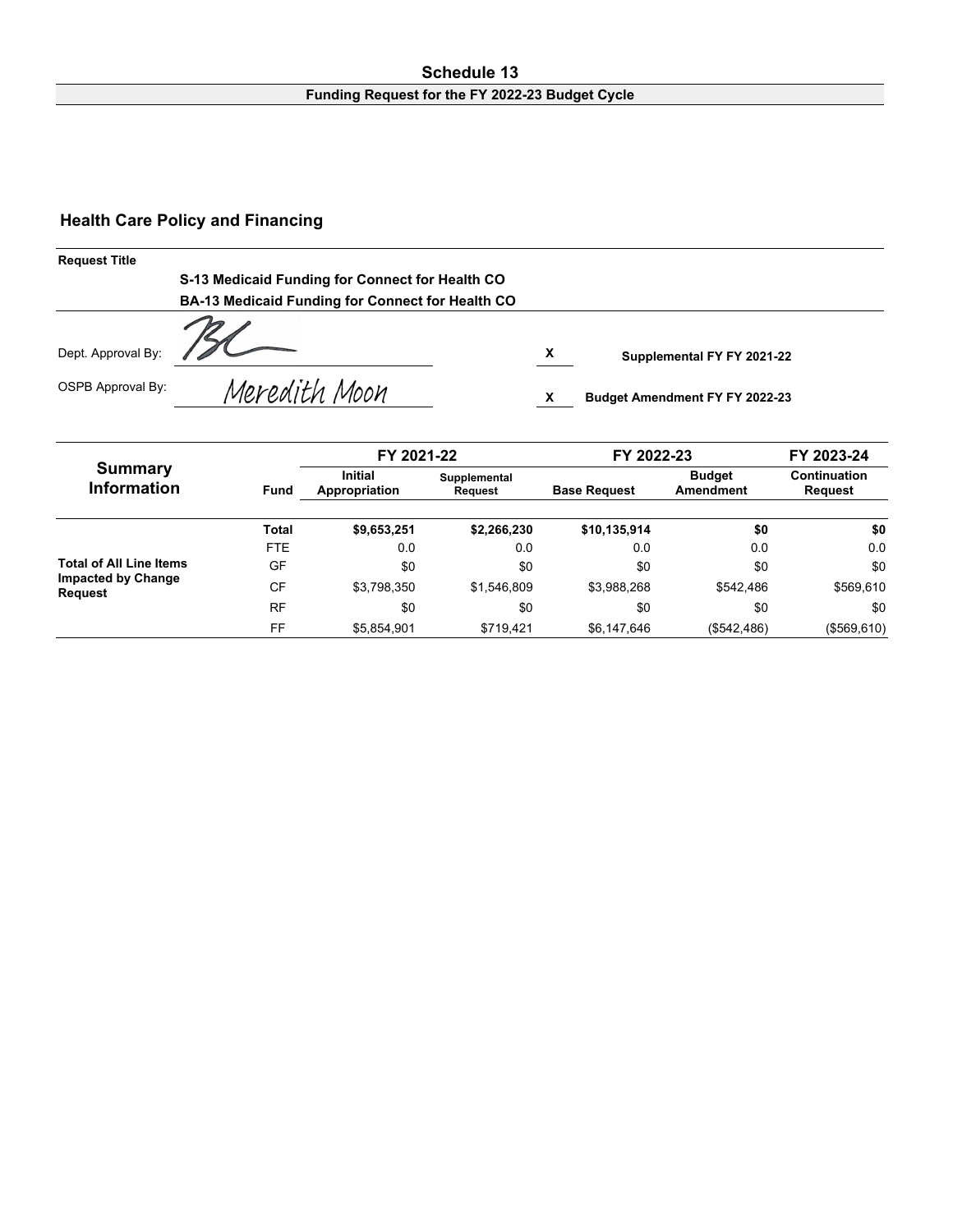# Schedule 13

**Funding Request for the FY 2022-23 Budget Cycle**

## Health Care Policy and Financing

**Request Title**

**S-13 Medicaid Funding for Connect for Health CO**

**BA-13 Medicaid Funding for Connect for Health CO**

Dept. Approval By: BL

OSPB Approval By: Meredith Moon

X **Supplemental FY FY 2021-22**

X **Budget Amendment FY FY 2022-23**

| Summary Information | Fund | FY 2021-22 Initial Appropriation | FY 2021-22 Supplemental Request | FY 2022-23 Base Request | FY 2022-23 Budget Amendment | FY 2023-24 Continuation Request |
|---|---|---|---|---|---|---|
| | **Total** | **$9,653,251** | **$2,266,230** | **$10,135,914** | **$0** | **$0** |
| | FTE | 0.0 | 0.0 | 0.0 | 0.0 | 0.0 |
| **Total of All Line Items Impacted by Change Request** | GF | $0 | $0 | $0 | $0 | $0 |
| | CF | $3,798,350 | $1,546,809 | $3,988,268 | $542,486 | $569,610 |
| | RF | $0 | $0 | $0 | $0 | $0 |
| | FF | $5,854,901 | $719,421 | $6,147,646 | ($542,486) | ($569,610) |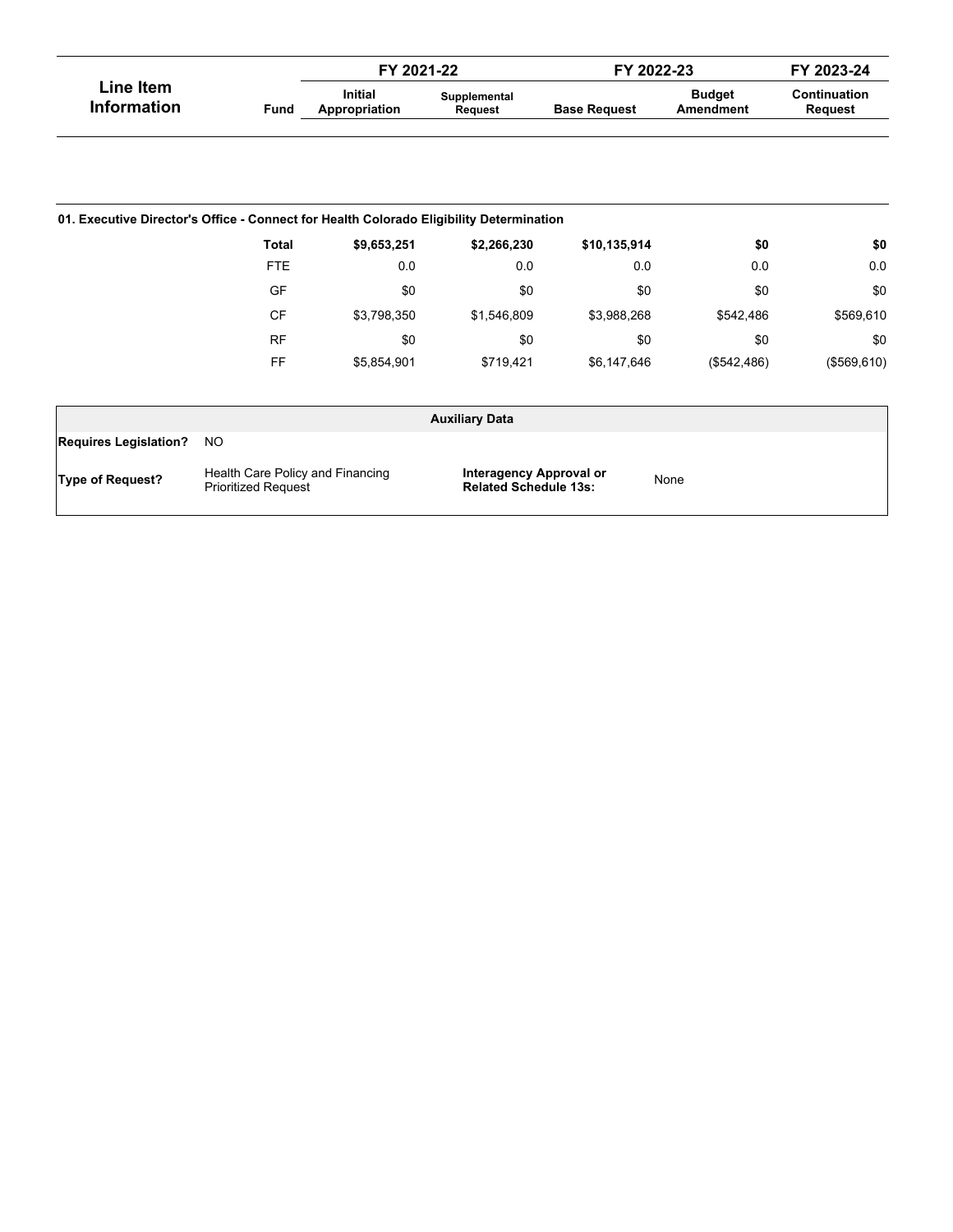| Line Item Information | Fund | FY 2021-22 Initial Appropriation | FY 2021-22 Supplemental Request | FY 2022-23 Base Request | FY 2022-23 Budget Amendment | FY 2023-24 Continuation Request |
|---|---|---|---|---|---|---|
| **01. Executive Director's Office - Connect for Health Colorado Eligibility Determination** | | | | | | |
| | **Total** | **$9,653,251** | **$2,266,230** | **$10,135,914** | **$0** | **$0** |
| | FTE | 0.0 | 0.0 | 0.0 | 0.0 | 0.0 |
| | GF | $0 | $0 | $0 | $0 | $0 |
| | CF | $3,798,350 | $1,546,809 | $3,988,268 | $542,486 | $569,610 |
| | RF | $0 | $0 | $0 | $0 | $0 |
| | FF | $5,854,901 | $719,421 | $6,147,646 | ($542,486) | ($569,610) |

| Auxiliary Data | | | |
|---|---|---|---|
| **Requires Legislation?** | NO | | |
| **Type of Request?** | Health Care Policy and Financing Prioritized Request | **Interagency Approval or Related Schedule 13s:** | None |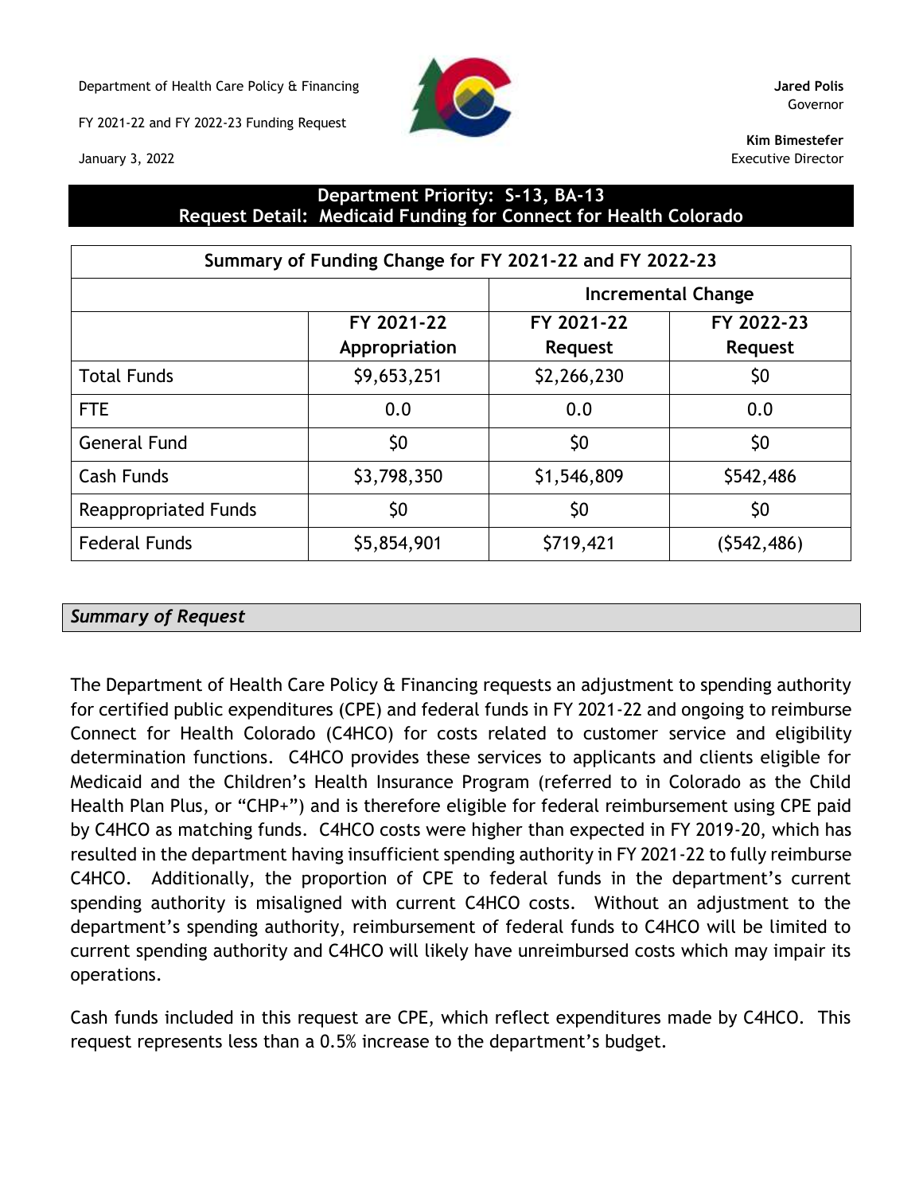Department of Health Care Policy & Financing

FY 2021-22 and FY 2022-23 Funding Request

January 3, 2022

**Jared Polis**
Governor

**Kim Bimestefer**
Executive Director

## Department Priority: S-13, BA-13
## Request Detail: Medicaid Funding for Connect for Health Colorado

| Summary of Funding Change for FY 2021-22 and FY 2022-23 | | | |
|---|---|---|---|
| | | Incremental Change | |
| | FY 2021-22 Appropriation | FY 2021-22 Request | FY 2022-23 Request |
| Total Funds | $9,653,251 | $2,266,230 | $0 |
| FTE | 0.0 | 0.0 | 0.0 |
| General Fund | $0 | $0 | $0 |
| Cash Funds | $3,798,350 | $1,546,809 | $542,486 |
| Reappropriated Funds | $0 | $0 | $0 |
| Federal Funds | $5,854,901 | $719,421 | ($542,486) |

### *Summary of Request*

The Department of Health Care Policy & Financing requests an adjustment to spending authority for certified public expenditures (CPE) and federal funds in FY 2021-22 and ongoing to reimburse Connect for Health Colorado (C4HCO) for costs related to customer service and eligibility determination functions. C4HCO provides these services to applicants and clients eligible for Medicaid and the Children's Health Insurance Program (referred to in Colorado as the Child Health Plan Plus, or "CHP+") and is therefore eligible for federal reimbursement using CPE paid by C4HCO as matching funds. C4HCO costs were higher than expected in FY 2019-20, which has resulted in the department having insufficient spending authority in FY 2021-22 to fully reimburse C4HCO. Additionally, the proportion of CPE to federal funds in the department's current spending authority is misaligned with current C4HCO costs. Without an adjustment to the department's spending authority, reimbursement of federal funds to C4HCO will be limited to current spending authority and C4HCO will likely have unreimbursed costs which may impair its operations.

Cash funds included in this request are CPE, which reflect expenditures made by C4HCO. This request represents less than a 0.5% increase to the department's budget.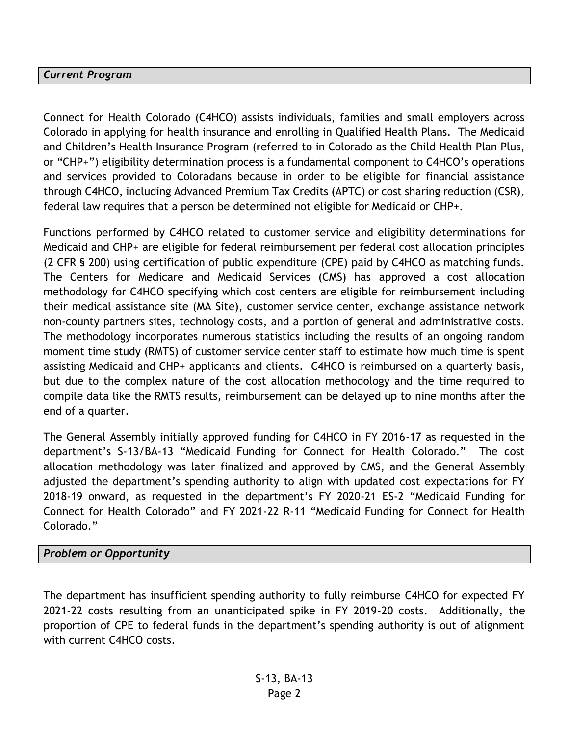### *Current Program*

Connect for Health Colorado (C4HCO) assists individuals, families and small employers across Colorado in applying for health insurance and enrolling in Qualified Health Plans. The Medicaid and Children's Health Insurance Program (referred to in Colorado as the Child Health Plan Plus, or "CHP+") eligibility determination process is a fundamental component to C4HCO's operations and services provided to Coloradans because in order to be eligible for financial assistance through C4HCO, including Advanced Premium Tax Credits (APTC) or cost sharing reduction (CSR), federal law requires that a person be determined not eligible for Medicaid or CHP+.

Functions performed by C4HCO related to customer service and eligibility determinations for Medicaid and CHP+ are eligible for federal reimbursement per federal cost allocation principles (2 CFR § 200) using certification of public expenditure (CPE) paid by C4HCO as matching funds. The Centers for Medicare and Medicaid Services (CMS) has approved a cost allocation methodology for C4HCO specifying which cost centers are eligible for reimbursement including their medical assistance site (MA Site), customer service center, exchange assistance network non-county partners sites, technology costs, and a portion of general and administrative costs. The methodology incorporates numerous statistics including the results of an ongoing random moment time study (RMTS) of customer service center staff to estimate how much time is spent assisting Medicaid and CHP+ applicants and clients. C4HCO is reimbursed on a quarterly basis, but due to the complex nature of the cost allocation methodology and the time required to compile data like the RMTS results, reimbursement can be delayed up to nine months after the end of a quarter.

The General Assembly initially approved funding for C4HCO in FY 2016-17 as requested in the department's S-13/BA-13 "Medicaid Funding for Connect for Health Colorado." The cost allocation methodology was later finalized and approved by CMS, and the General Assembly adjusted the department's spending authority to align with updated cost expectations for FY 2018-19 onward, as requested in the department's FY 2020-21 ES-2 "Medicaid Funding for Connect for Health Colorado" and FY 2021-22 R-11 "Medicaid Funding for Connect for Health Colorado."

### *Problem or Opportunity*

The department has insufficient spending authority to fully reimburse C4HCO for expected FY 2021-22 costs resulting from an unanticipated spike in FY 2019-20 costs. Additionally, the proportion of CPE to federal funds in the department's spending authority is out of alignment with current C4HCO costs.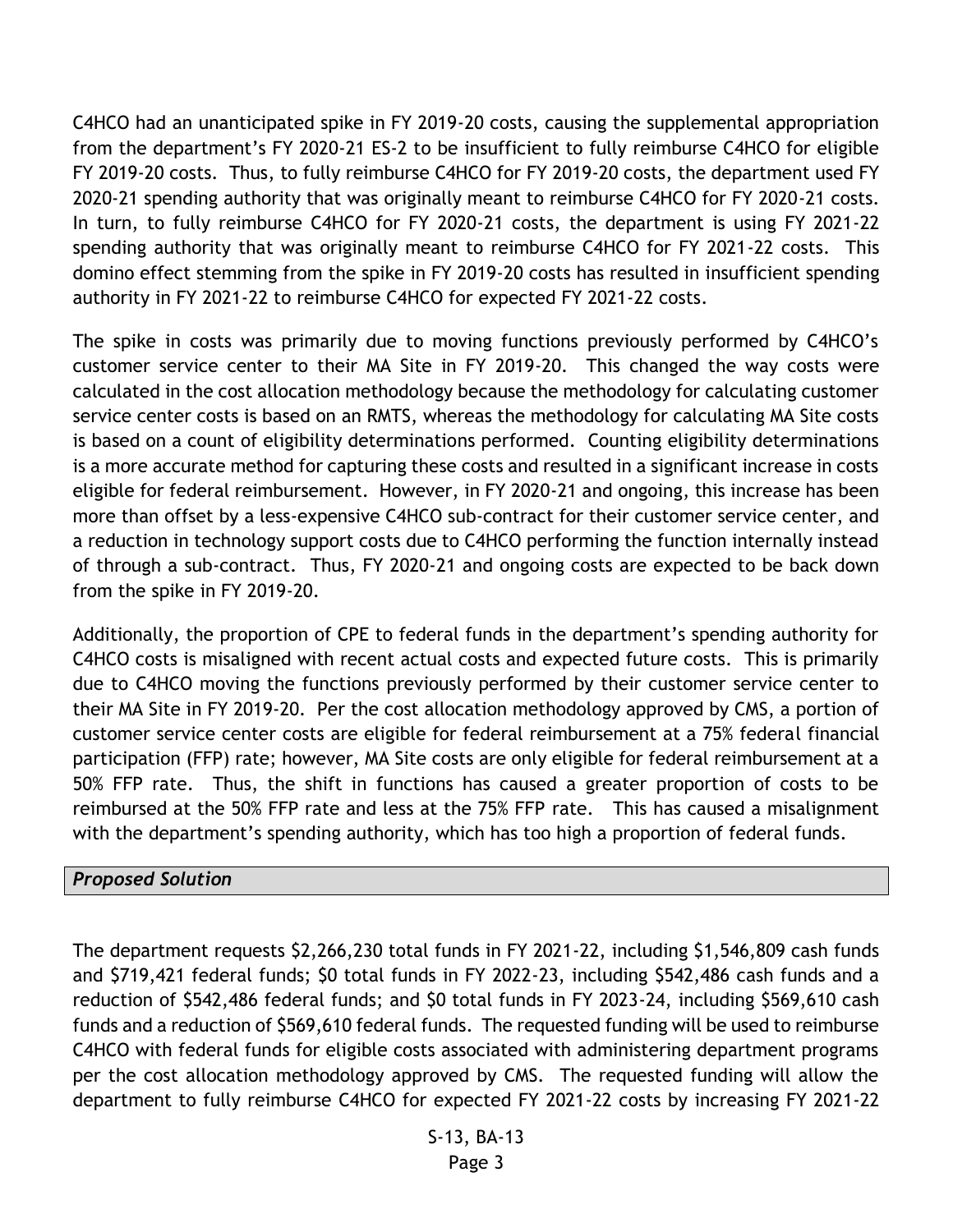C4HCO had an unanticipated spike in FY 2019-20 costs, causing the supplemental appropriation from the department's FY 2020-21 ES-2 to be insufficient to fully reimburse C4HCO for eligible FY 2019-20 costs. Thus, to fully reimburse C4HCO for FY 2019-20 costs, the department used FY 2020-21 spending authority that was originally meant to reimburse C4HCO for FY 2020-21 costs. In turn, to fully reimburse C4HCO for FY 2020-21 costs, the department is using FY 2021-22 spending authority that was originally meant to reimburse C4HCO for FY 2021-22 costs. This domino effect stemming from the spike in FY 2019-20 costs has resulted in insufficient spending authority in FY 2021-22 to reimburse C4HCO for expected FY 2021-22 costs.

The spike in costs was primarily due to moving functions previously performed by C4HCO's customer service center to their MA Site in FY 2019-20. This changed the way costs were calculated in the cost allocation methodology because the methodology for calculating customer service center costs is based on an RMTS, whereas the methodology for calculating MA Site costs is based on a count of eligibility determinations performed. Counting eligibility determinations is a more accurate method for capturing these costs and resulted in a significant increase in costs eligible for federal reimbursement. However, in FY 2020-21 and ongoing, this increase has been more than offset by a less-expensive C4HCO sub-contract for their customer service center, and a reduction in technology support costs due to C4HCO performing the function internally instead of through a sub-contract. Thus, FY 2020-21 and ongoing costs are expected to be back down from the spike in FY 2019-20.

Additionally, the proportion of CPE to federal funds in the department's spending authority for C4HCO costs is misaligned with recent actual costs and expected future costs. This is primarily due to C4HCO moving the functions previously performed by their customer service center to their MA Site in FY 2019-20. Per the cost allocation methodology approved by CMS, a portion of customer service center costs are eligible for federal reimbursement at a 75% federal financial participation (FFP) rate; however, MA Site costs are only eligible for federal reimbursement at a 50% FFP rate. Thus, the shift in functions has caused a greater proportion of costs to be reimbursed at the 50% FFP rate and less at the 75% FFP rate. This has caused a misalignment with the department's spending authority, which has too high a proportion of federal funds.

***Proposed Solution***

The department requests $2,266,230 total funds in FY 2021-22, including $1,546,809 cash funds and $719,421 federal funds; $0 total funds in FY 2022-23, including $542,486 cash funds and a reduction of $542,486 federal funds; and $0 total funds in FY 2023-24, including $569,610 cash funds and a reduction of $569,610 federal funds. The requested funding will be used to reimburse C4HCO with federal funds for eligible costs associated with administering department programs per the cost allocation methodology approved by CMS. The requested funding will allow the department to fully reimburse C4HCO for expected FY 2021-22 costs by increasing FY 2021-22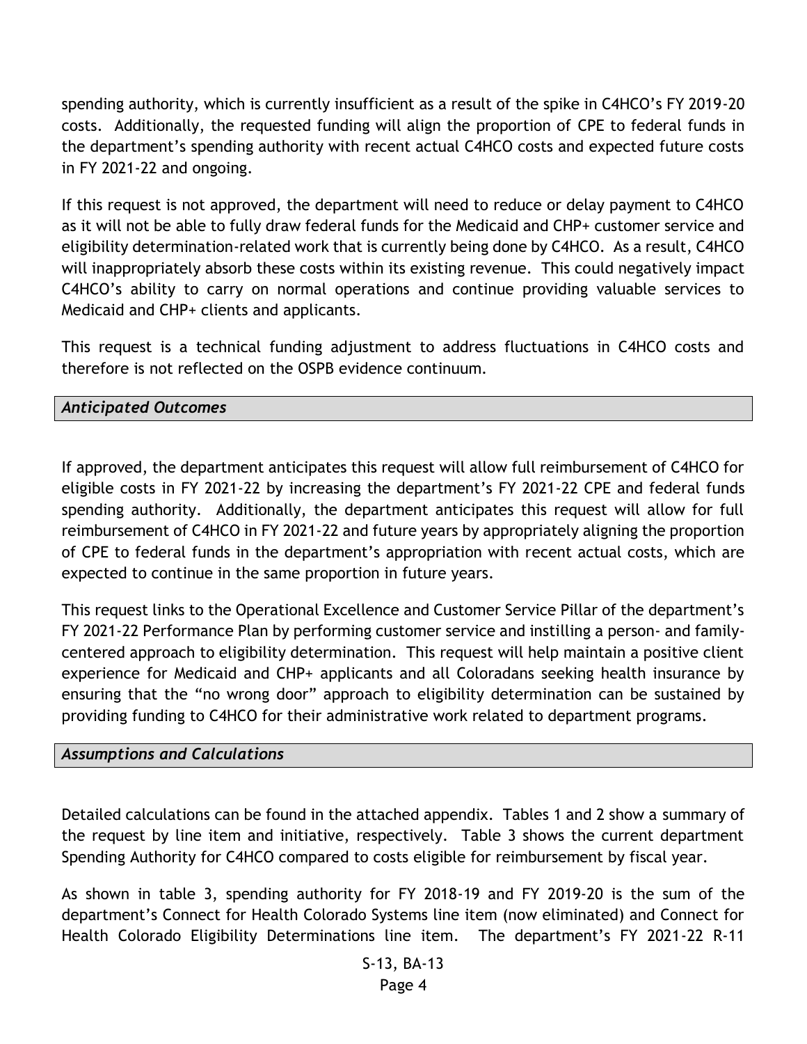spending authority, which is currently insufficient as a result of the spike in C4HCO's FY 2019-20 costs. Additionally, the requested funding will align the proportion of CPE to federal funds in the department's spending authority with recent actual C4HCO costs and expected future costs in FY 2021-22 and ongoing.

If this request is not approved, the department will need to reduce or delay payment to C4HCO as it will not be able to fully draw federal funds for the Medicaid and CHP+ customer service and eligibility determination-related work that is currently being done by C4HCO. As a result, C4HCO will inappropriately absorb these costs within its existing revenue. This could negatively impact C4HCO's ability to carry on normal operations and continue providing valuable services to Medicaid and CHP+ clients and applicants.

This request is a technical funding adjustment to address fluctuations in C4HCO costs and therefore is not reflected on the OSPB evidence continuum.

### *Anticipated Outcomes*

If approved, the department anticipates this request will allow full reimbursement of C4HCO for eligible costs in FY 2021-22 by increasing the department's FY 2021-22 CPE and federal funds spending authority. Additionally, the department anticipates this request will allow for full reimbursement of C4HCO in FY 2021-22 and future years by appropriately aligning the proportion of CPE to federal funds in the department's appropriation with recent actual costs, which are expected to continue in the same proportion in future years.

This request links to the Operational Excellence and Customer Service Pillar of the department's FY 2021-22 Performance Plan by performing customer service and instilling a person- and family-centered approach to eligibility determination. This request will help maintain a positive client experience for Medicaid and CHP+ applicants and all Coloradans seeking health insurance by ensuring that the "no wrong door" approach to eligibility determination can be sustained by providing funding to C4HCO for their administrative work related to department programs.

### *Assumptions and Calculations*

Detailed calculations can be found in the attached appendix. Tables 1 and 2 show a summary of the request by line item and initiative, respectively. Table 3 shows the current department Spending Authority for C4HCO compared to costs eligible for reimbursement by fiscal year.

As shown in table 3, spending authority for FY 2018-19 and FY 2019-20 is the sum of the department's Connect for Health Colorado Systems line item (now eliminated) and Connect for Health Colorado Eligibility Determinations line item. The department's FY 2021-22 R-11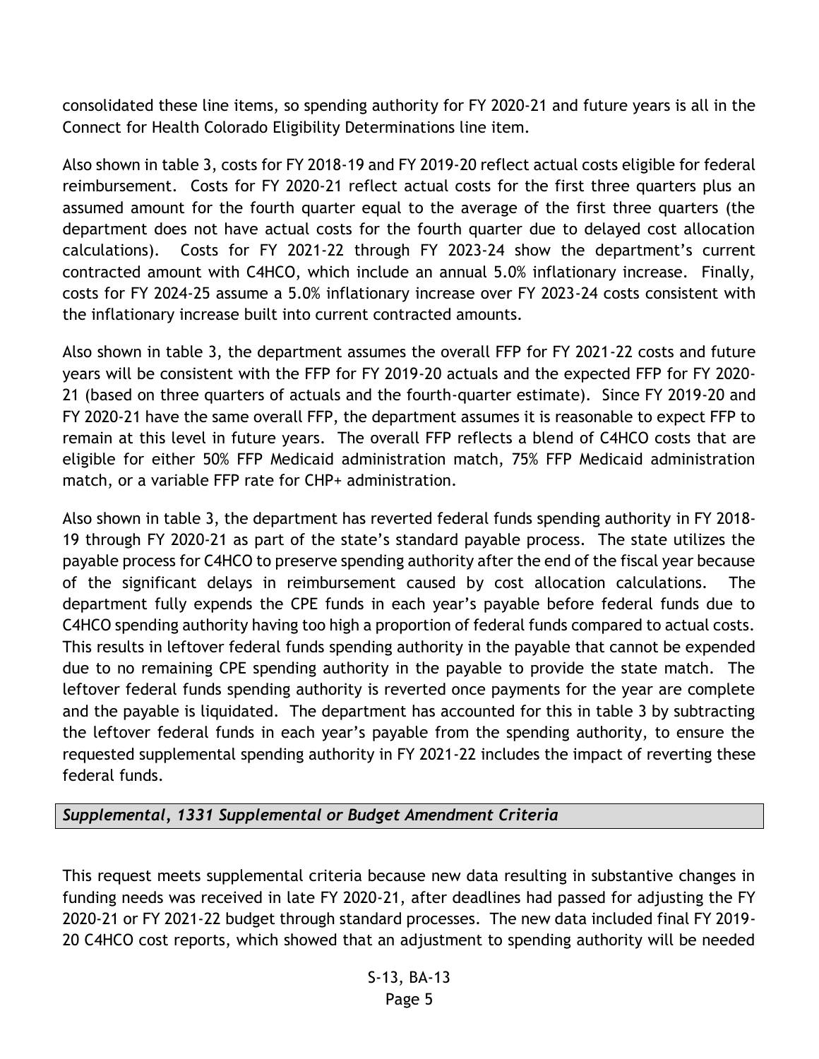consolidated these line items, so spending authority for FY 2020-21 and future years is all in the Connect for Health Colorado Eligibility Determinations line item.

Also shown in table 3, costs for FY 2018-19 and FY 2019-20 reflect actual costs eligible for federal reimbursement. Costs for FY 2020-21 reflect actual costs for the first three quarters plus an assumed amount for the fourth quarter equal to the average of the first three quarters (the department does not have actual costs for the fourth quarter due to delayed cost allocation calculations). Costs for FY 2021-22 through FY 2023-24 show the department's current contracted amount with C4HCO, which include an annual 5.0% inflationary increase. Finally, costs for FY 2024-25 assume a 5.0% inflationary increase over FY 2023-24 costs consistent with the inflationary increase built into current contracted amounts.

Also shown in table 3, the department assumes the overall FFP for FY 2021-22 costs and future years will be consistent with the FFP for FY 2019-20 actuals and the expected FFP for FY 2020-21 (based on three quarters of actuals and the fourth-quarter estimate). Since FY 2019-20 and FY 2020-21 have the same overall FFP, the department assumes it is reasonable to expect FFP to remain at this level in future years. The overall FFP reflects a blend of C4HCO costs that are eligible for either 50% FFP Medicaid administration match, 75% FFP Medicaid administration match, or a variable FFP rate for CHP+ administration.

Also shown in table 3, the department has reverted federal funds spending authority in FY 2018-19 through FY 2020-21 as part of the state's standard payable process. The state utilizes the payable process for C4HCO to preserve spending authority after the end of the fiscal year because of the significant delays in reimbursement caused by cost allocation calculations. The department fully expends the CPE funds in each year's payable before federal funds due to C4HCO spending authority having too high a proportion of federal funds compared to actual costs. This results in leftover federal funds spending authority in the payable that cannot be expended due to no remaining CPE spending authority in the payable to provide the state match. The leftover federal funds spending authority is reverted once payments for the year are complete and the payable is liquidated. The department has accounted for this in table 3 by subtracting the leftover federal funds in each year's payable from the spending authority, to ensure the requested supplemental spending authority in FY 2021-22 includes the impact of reverting these federal funds.

## *Supplemental, 1331 Supplemental or Budget Amendment Criteria*

This request meets supplemental criteria because new data resulting in substantive changes in funding needs was received in late FY 2020-21, after deadlines had passed for adjusting the FY 2020-21 or FY 2021-22 budget through standard processes. The new data included final FY 2019-20 C4HCO cost reports, which showed that an adjustment to spending authority will be needed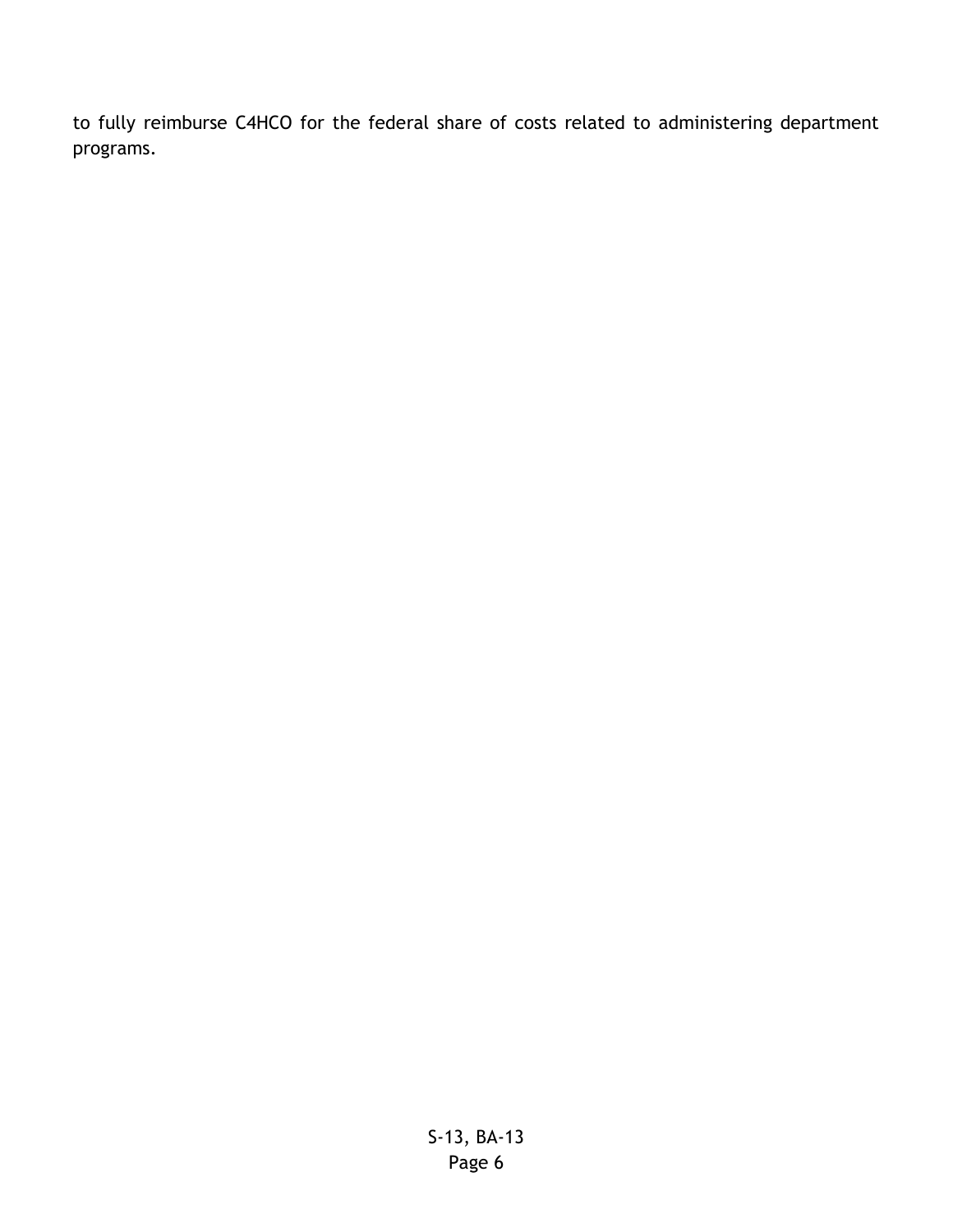to fully reimburse C4HCO for the federal share of costs related to administering department programs.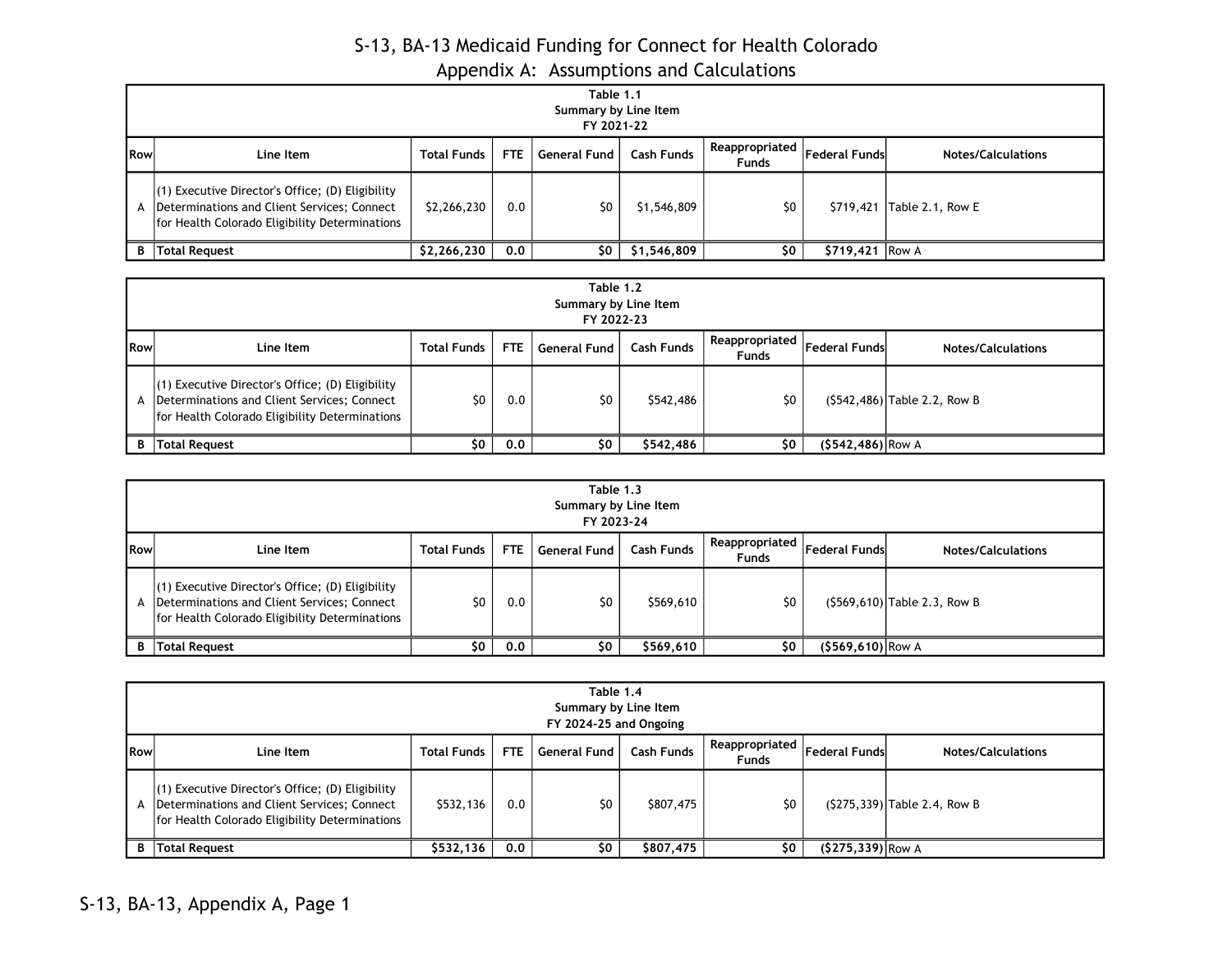# S-13, BA-13 Medicaid Funding for Connect for Health Colorado

## Appendix A: Assumptions and Calculations

**Table 1.1**
**Summary by Line Item**
**FY 2021-22**

| Row | Line Item | Total Funds | FTE | General Fund | Cash Funds | Reappropriated Funds | Federal Funds | Notes/Calculations |
|---|---|---|---|---|---|---|---|---|
| A | (1) Executive Director's Office; (D) Eligibility Determinations and Client Services; Connect for Health Colorado Eligibility Determinations | $2,266,230 | 0.0 | $0 | $1,546,809 | $0 | $719,421 | Table 2.1, Row E |
| B | **Total Request** | **$2,266,230** | **0.0** | **$0** | **$1,546,809** | **$0** | **$719,421** | Row A |

**Table 1.2**
**Summary by Line Item**
**FY 2022-23**

| Row | Line Item | Total Funds | FTE | General Fund | Cash Funds | Reappropriated Funds | Federal Funds | Notes/Calculations |
|---|---|---|---|---|---|---|---|---|
| A | (1) Executive Director's Office; (D) Eligibility Determinations and Client Services; Connect for Health Colorado Eligibility Determinations | $0 | 0.0 | $0 | $542,486 | $0 | ($542,486) | Table 2.2, Row B |
| B | **Total Request** | **$0** | **0.0** | **$0** | **$542,486** | **$0** | **($542,486)** | Row A |

**Table 1.3**
**Summary by Line Item**
**FY 2023-24**

| Row | Line Item | Total Funds | FTE | General Fund | Cash Funds | Reappropriated Funds | Federal Funds | Notes/Calculations |
|---|---|---|---|---|---|---|---|---|
| A | (1) Executive Director's Office; (D) Eligibility Determinations and Client Services; Connect for Health Colorado Eligibility Determinations | $0 | 0.0 | $0 | $569,610 | $0 | ($569,610) | Table 2.3, Row B |
| B | **Total Request** | **$0** | **0.0** | **$0** | **$569,610** | **$0** | **($569,610)** | Row A |

**Table 1.4**
**Summary by Line Item**
**FY 2024-25 and Ongoing**

| Row | Line Item | Total Funds | FTE | General Fund | Cash Funds | Reappropriated Funds | Federal Funds | Notes/Calculations |
|---|---|---|---|---|---|---|---|---|
| A | (1) Executive Director's Office; (D) Eligibility Determinations and Client Services; Connect for Health Colorado Eligibility Determinations | $532,136 | 0.0 | $0 | $807,475 | $0 | ($275,339) | Table 2.4, Row B |
| B | **Total Request** | **$532,136** | **0.0** | **$0** | **$807,475** | **$0** | **($275,339)** | Row A |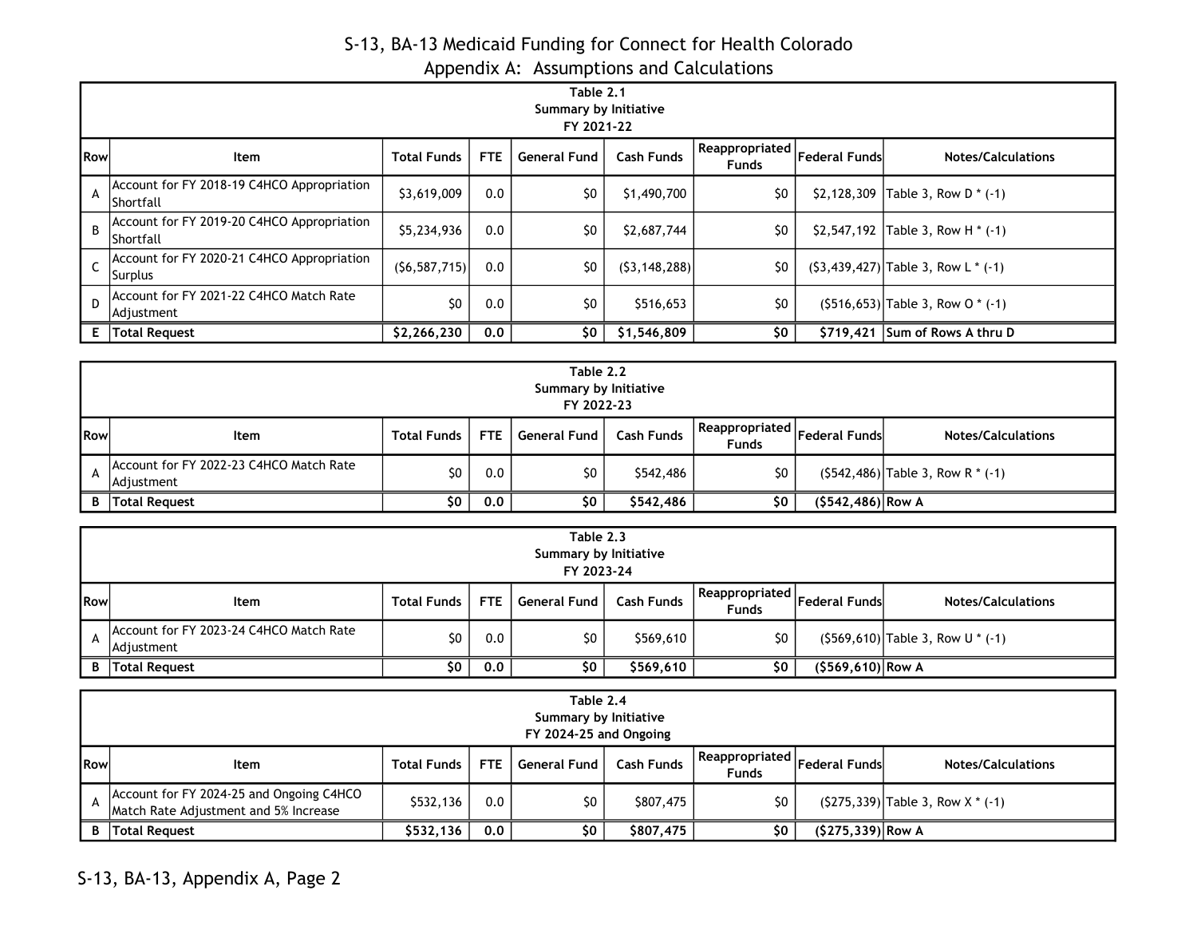# S-13, BA-13 Medicaid Funding for Connect for Health Colorado

## Appendix A: Assumptions and Calculations

**Table 2.1**
**Summary by Initiative**
**FY 2021-22**

| Row | Item | Total Funds | FTE | General Fund | Cash Funds | Reappropriated Funds | Federal Funds | Notes/Calculations |
|---|---|---|---|---|---|---|---|---|
| A | Account for FY 2018-19 C4HCO Appropriation Shortfall | $3,619,009 | 0.0 | $0 | $1,490,700 | $0 | $2,128,309 | Table 3, Row D * (-1) |
| B | Account for FY 2019-20 C4HCO Appropriation Shortfall | $5,234,936 | 0.0 | $0 | $2,687,744 | $0 | $2,547,192 | Table 3, Row H * (-1) |
| C | Account for FY 2020-21 C4HCO Appropriation Surplus | ($6,587,715) | 0.0 | $0 | ($3,148,288) | $0 | ($3,439,427) | Table 3, Row L * (-1) |
| D | Account for FY 2021-22 C4HCO Match Rate Adjustment | $0 | 0.0 | $0 | $516,653 | $0 | ($516,653) | Table 3, Row O * (-1) |
| **E** | **Total Request** | **$2,266,230** | **0.0** | **$0** | **$1,546,809** | **$0** | **$719,421** | **Sum of Rows A thru D** |

**Table 2.2**
**Summary by Initiative**
**FY 2022-23**

| Row | Item | Total Funds | FTE | General Fund | Cash Funds | Reappropriated Funds | Federal Funds | Notes/Calculations |
|---|---|---|---|---|---|---|---|---|
| A | Account for FY 2022-23 C4HCO Match Rate Adjustment | $0 | 0.0 | $0 | $542,486 | $0 | ($542,486) | Table 3, Row R * (-1) |
| **B** | **Total Request** | **$0** | **0.0** | **$0** | **$542,486** | **$0** | **($542,486)** | **Row A** |

**Table 2.3**
**Summary by Initiative**
**FY 2023-24**

| Row | Item | Total Funds | FTE | General Fund | Cash Funds | Reappropriated Funds | Federal Funds | Notes/Calculations |
|---|---|---|---|---|---|---|---|---|
| A | Account for FY 2023-24 C4HCO Match Rate Adjustment | $0 | 0.0 | $0 | $569,610 | $0 | ($569,610) | Table 3, Row U * (-1) |
| **B** | **Total Request** | **$0** | **0.0** | **$0** | **$569,610** | **$0** | **($569,610)** | **Row A** |

**Table 2.4**
**Summary by Initiative**
**FY 2024-25 and Ongoing**

| Row | Item | Total Funds | FTE | General Fund | Cash Funds | Reappropriated Funds | Federal Funds | Notes/Calculations |
|---|---|---|---|---|---|---|---|---|
| A | Account for FY 2024-25 and Ongoing C4HCO Match Rate Adjustment and 5% Increase | $532,136 | 0.0 | $0 | $807,475 | $0 | ($275,339) | Table 3, Row X * (-1) |
| **B** | **Total Request** | **$532,136** | **0.0** | **$0** | **$807,475** | **$0** | **($275,339)** | **Row A** |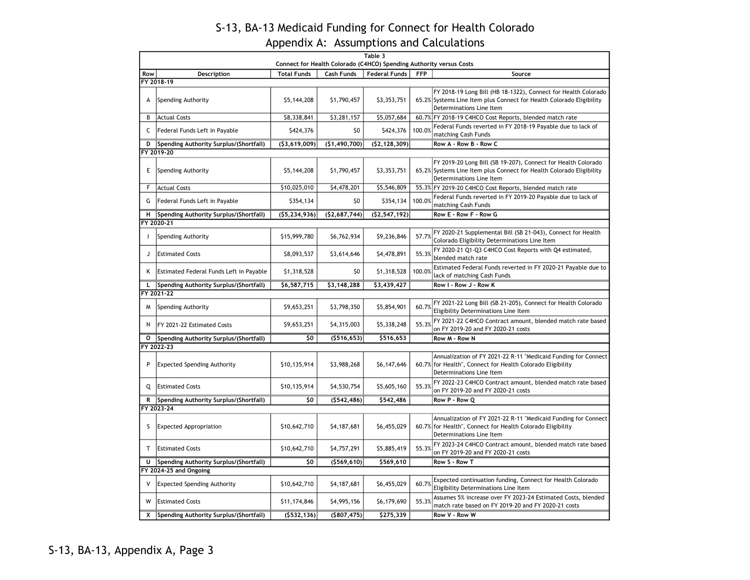# S-13, BA-13 Medicaid Funding for Connect for Health Colorado

## Appendix A: Assumptions and Calculations

**Table 3**
**Connect for Health Colorado (C4HCO) Spending Authority versus Costs**

| Row | Description | Total Funds | Cash Funds | Federal Funds | FFP | Source |
|---|---|---|---|---|---|---|
| **FY 2018-19** | | | | | | |
| A | Spending Authority | $5,144,208 | $1,790,457 | $3,353,751 | 65.2% | FY 2018-19 Long Bill (HB 18-1322), Connect for Health Colorado Systems Line Item plus Connect for Health Colorado Eligibility Determinations Line Item |
| B | Actual Costs | $8,338,841 | $3,281,157 | $5,057,684 | 60.7% | FY 2018-19 C4HCO Cost Reports, blended match rate |
| C | Federal Funds Left in Payable | $424,376 | $0 | $424,376 | 100.0% | Federal Funds reverted in FY 2018-19 Payable due to lack of matching Cash Funds |
| **D** | **Spending Authority Surplus/(Shortfall)** | **($3,619,009)** | **($1,490,700)** | **($2,128,309)** | | **Row A - Row B - Row C** |
| **FY 2019-20** | | | | | | |
| E | Spending Authority | $5,144,208 | $1,790,457 | $3,353,751 | 65.2% | FY 2019-20 Long Bill (SB 19-207), Connect for Health Colorado Systems Line Item plus Connect for Health Colorado Eligibility Determinations Line Item |
| F | Actual Costs | $10,025,010 | $4,478,201 | $5,546,809 | 55.3% | FY 2019-20 C4HCO Cost Reports, blended match rate |
| G | Federal Funds Left in Payable | $354,134 | $0 | $354,134 | 100.0% | Federal Funds reverted in FY 2019-20 Payable due to lack of matching Cash Funds |
| **H** | **Spending Authority Surplus/(Shortfall)** | **($5,234,936)** | **($2,687,744)** | **($2,547,192)** | | **Row E - Row F - Row G** |
| **FY 2020-21** | | | | | | |
| I | Spending Authority | $15,999,780 | $6,762,934 | $9,236,846 | 57.7% | FY 2020-21 Supplemental Bill (SB 21-043), Connect for Health Colorado Eligibility Determinations Line Item |
| J | Estimated Costs | $8,093,537 | $3,614,646 | $4,478,891 | 55.3% | FY 2020-21 Q1-Q3 C4HCO Cost Reports with Q4 estimated, blended match rate |
| K | Estimated Federal Funds Left in Payable | $1,318,528 | $0 | $1,318,528 | 100.0% | Estimated Federal Funds reverted in FY 2020-21 Payable due to lack of matching Cash Funds |
| **L** | **Spending Authority Surplus/(Shortfall)** | **$6,587,715** | **$3,148,288** | **$3,439,427** | | **Row I - Row J - Row K** |
| **FY 2021-22** | | | | | | |
| M | Spending Authority | $9,653,251 | $3,798,350 | $5,854,901 | 60.7% | FY 2021-22 Long Bill (SB 21-205), Connect for Health Colorado Eligibility Determinations Line Item |
| N | FY 2021-22 Estimated Costs | $9,653,251 | $4,315,003 | $5,338,248 | 55.3% | FY 2021-22 C4HCO Contract amount, blended match rate based on FY 2019-20 and FY 2020-21 costs |
| **O** | **Spending Authority Surplus/(Shortfall)** | **$0** | **($516,653)** | **$516,653** | | **Row M - Row N** |
| **FY 2022-23** | | | | | | |
| P | Expected Spending Authority | $10,135,914 | $3,988,268 | $6,147,646 | 60.7% | Annualization of FY 2021-22 R-11 "Medicaid Funding for Connect for Health", Connect for Health Colorado Eligibility Determinations Line Item |
| Q | Estimated Costs | $10,135,914 | $4,530,754 | $5,605,160 | 55.3% | FY 2022-23 C4HCO Contract amount, blended match rate based on FY 2019-20 and FY 2020-21 costs |
| **R** | **Spending Authority Surplus/(Shortfall)** | **$0** | **($542,486)** | **$542,486** | | **Row P - Row Q** |
| **FY 2023-24** | | | | | | |
| S | Expected Appropriation | $10,642,710 | $4,187,681 | $6,455,029 | 60.7% | Annualization of FY 2021-22 R-11 "Medicaid Funding for Connect for Health", Connect for Health Colorado Eligibility Determinations Line Item |
| T | Estimated Costs | $10,642,710 | $4,757,291 | $5,885,419 | 55.3% | FY 2023-24 C4HCO Contract amount, blended match rate based on FY 2019-20 and FY 2020-21 costs |
| **U** | **Spending Authority Surplus/(Shortfall)** | **$0** | **($569,610)** | **$569,610** | | **Row S - Row T** |
| **FY 2024-25 and Ongoing** | | | | | | |
| V | Expected Spending Authority | $10,642,710 | $4,187,681 | $6,455,029 | 60.7% | Expected continuation funding, Connect for Health Colorado Eligibility Determinations Line Item |
| W | Estimated Costs | $11,174,846 | $4,995,156 | $6,179,690 | 55.3% | Assumes 5% increase over FY 2023-24 Estimated Costs, blended match rate based on FY 2019-20 and FY 2020-21 costs |
| **X** | **Spending Authority Surplus/(Shortfall)** | **($532,136)** | **($807,475)** | **$275,339** | | **Row V - Row W** |